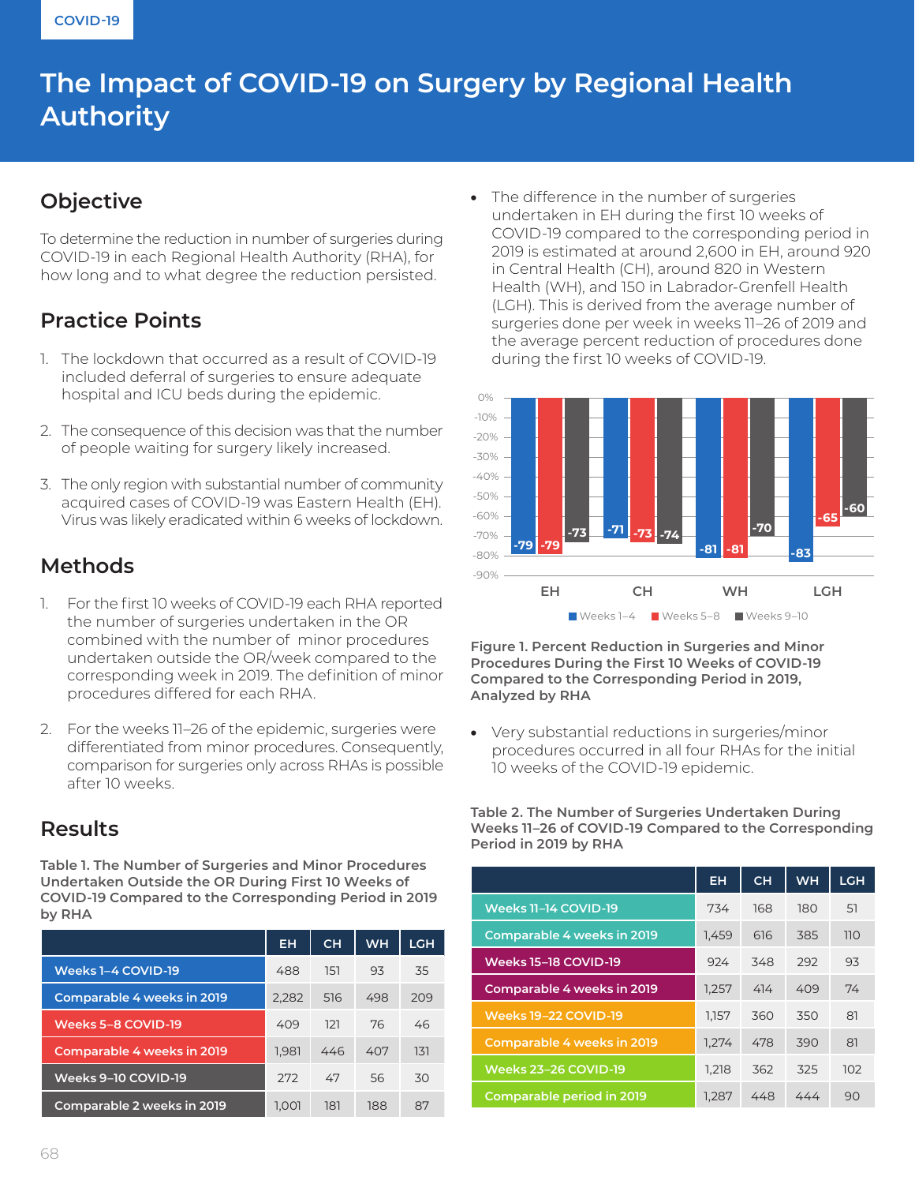COVID-19

# The Impact of COVID-19 on Surgery by Regional Health Authority

## Objective

To determine the reduction in number of surgeries during COVID-19 in each Regional Health Authority (RHA), for how long and to what degree the reduction persisted.

## Practice Points

1. The lockdown that occurred as a result of COVID-19 included deferral of surgeries to ensure adequate hospital and ICU beds during the epidemic.
2. The consequence of this decision was that the number of people waiting for surgery likely increased.
3. The only region with substantial number of community acquired cases of COVID-19 was Eastern Health (EH). Virus was likely eradicated within 6 weeks of lockdown.

## Methods

1. For the first 10 weeks of COVID-19 each RHA reported the number of surgeries undertaken in the OR combined with the number of minor procedures undertaken outside the OR/week compared to the corresponding week in 2019. The definition of minor procedures differed for each RHA.
2. For the weeks 11–26 of the epidemic, surgeries were differentiated from minor procedures. Consequently, comparison for surgeries only across RHAs is possible after 10 weeks.

## Results

**Table 1. The Number of Surgeries and Minor Procedures Undertaken Outside the OR During First 10 Weeks of COVID-19 Compared to the Corresponding Period in 2019 by RHA**

| | EH | CH | WH | LGH |
|---|---|---|---|---|
| Weeks 1–4 COVID-19 | 488 | 151 | 93 | 35 |
| Comparable 4 weeks in 2019 | 2,282 | 516 | 498 | 209 |
| Weeks 5–8 COVID-19 | 409 | 121 | 76 | 46 |
| Comparable 4 weeks in 2019 | 1,981 | 446 | 407 | 131 |
| Weeks 9–10 COVID-19 | 272 | 47 | 56 | 30 |
| Comparable 2 weeks in 2019 | 1,001 | 181 | 188 | 87 |

- The difference in the number of surgeries undertaken in EH during the first 10 weeks of COVID-19 compared to the corresponding period in 2019 is estimated at around 2,600 in EH, around 920 in Central Health (CH), around 820 in Western Health (WH), and 150 in Labrador-Grenfell Health (LGH). This is derived from the average number of surgeries done per week in weeks 11–26 of 2019 and the average percent reduction of procedures done during the first 10 weeks of COVID-19.

| | Weeks 1–4 | Weeks 5–8 | Weeks 9–10 |
|---|---|---|---|
| EH | -79 | -79 | -73 |
| CH | -71 | -73 | -74 |
| WH | -81 | -81 | -70 |
| LGH | -83 | -65 | -60 |

**Figure 1. Percent Reduction in Surgeries and Minor Procedures During the First 10 Weeks of COVID-19 Compared to the Corresponding Period in 2019, Analyzed by RHA**

- Very substantial reductions in surgeries/minor procedures occurred in all four RHAs for the initial 10 weeks of the COVID-19 epidemic.

**Table 2. The Number of Surgeries Undertaken During Weeks 11–26 of COVID-19 Compared to the Corresponding Period in 2019 by RHA**

| | EH | CH | WH | LGH |
|---|---|---|---|---|
| Weeks 11–14 COVID-19 | 734 | 168 | 180 | 51 |
| Comparable 4 weeks in 2019 | 1,459 | 616 | 385 | 110 |
| Weeks 15–18 COVID-19 | 924 | 348 | 292 | 93 |
| Comparable 4 weeks in 2019 | 1,257 | 414 | 409 | 74 |
| Weeks 19–22 COVID-19 | 1,157 | 360 | 350 | 81 |
| Comparable 4 weeks in 2019 | 1,274 | 478 | 390 | 81 |
| Weeks 23–26 COVID-19 | 1,218 | 362 | 325 | 102 |
| Comparable period in 2019 | 1,287 | 448 | 444 | 90 |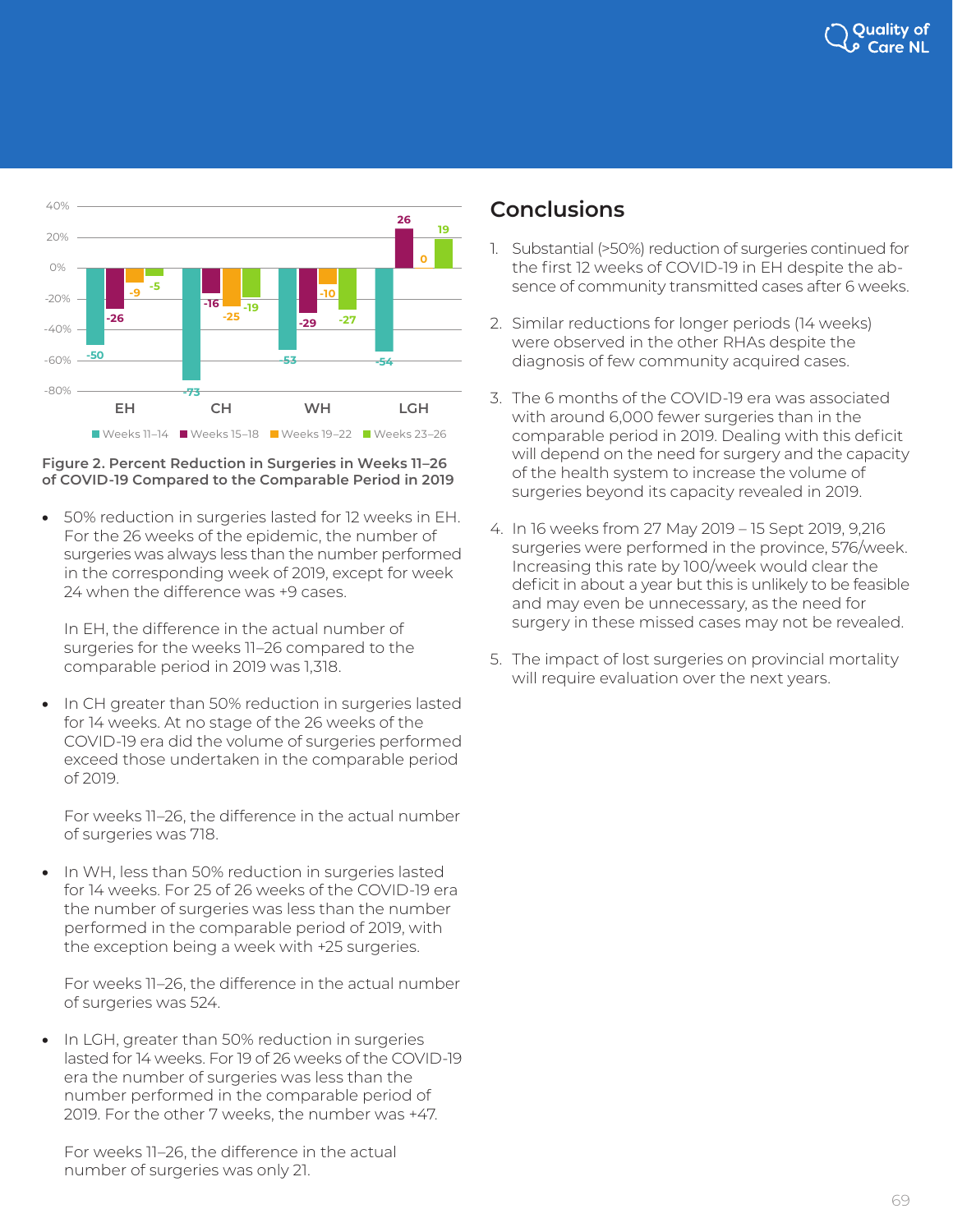40%
20%
0%
-20%
-40%
-60%
-80%

-50 -26 -9 -5
-73 -16 -25 -19
-53 -29 -10 -27
-54 26 0 19

EH CH WH LGH

Weeks 11–14 Weeks 15–18 Weeks 19–22 Weeks 23–26

**Figure 2. Percent Reduction in Surgeries in Weeks 11–26 of COVID-19 Compared to the Comparable Period in 2019**

- 50% reduction in surgeries lasted for 12 weeks in EH. For the 26 weeks of the epidemic, the number of surgeries was always less than the number performed in the corresponding week of 2019, except for week 24 when the difference was +9 cases.

  In EH, the difference in the actual number of surgeries for the weeks 11–26 compared to the comparable period in 2019 was 1,318.

- In CH greater than 50% reduction in surgeries lasted for 14 weeks. At no stage of the 26 weeks of the COVID-19 era did the volume of surgeries performed exceed those undertaken in the comparable period of 2019.

  For weeks 11–26, the difference in the actual number of surgeries was 718.

- In WH, less than 50% reduction in surgeries lasted for 14 weeks. For 25 of 26 weeks of the COVID-19 era the number of surgeries was less than the number performed in the comparable period of 2019, with the exception being a week with +25 surgeries.

  For weeks 11–26, the difference in the actual number of surgeries was 524.

- In LGH, greater than 50% reduction in surgeries lasted for 14 weeks. For 19 of 26 weeks of the COVID-19 era the number of surgeries was less than the number performed in the comparable period of 2019. For the other 7 weeks, the number was +47.

  For weeks 11–26, the difference in the actual number of surgeries was only 21.

## Conclusions

1. Substantial (>50%) reduction of surgeries continued for the first 12 weeks of COVID-19 in EH despite the absence of community transmitted cases after 6 weeks.
2. Similar reductions for longer periods (14 weeks) were observed in the other RHAs despite the diagnosis of few community acquired cases.
3. The 6 months of the COVID-19 era was associated with around 6,000 fewer surgeries than in the comparable period in 2019. Dealing with this deficit will depend on the need for surgery and the capacity of the health system to increase the volume of surgeries beyond its capacity revealed in 2019.
4. In 16 weeks from 27 May 2019 – 15 Sept 2019, 9,216 surgeries were performed in the province, 576/week. Increasing this rate by 100/week would clear the deficit in about a year but this is unlikely to be feasible and may even be unnecessary, as the need for surgery in these missed cases may not be revealed.
5. The impact of lost surgeries on provincial mortality will require evaluation over the next years.